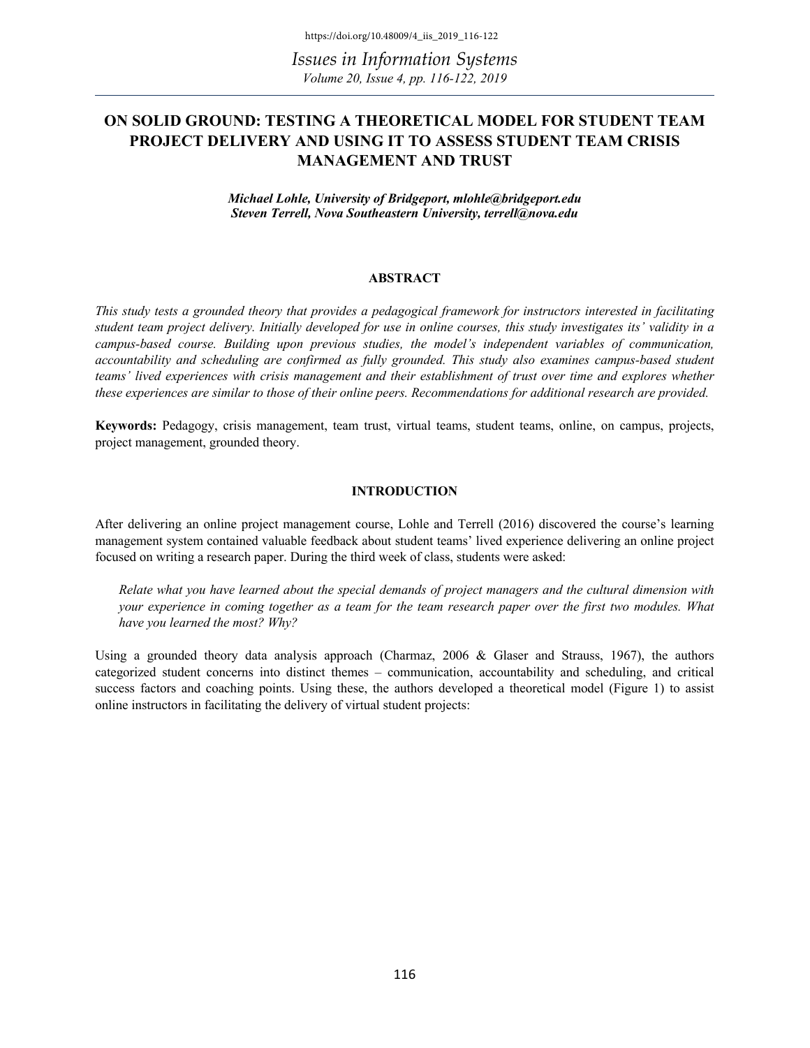# ON SOLID GROUND: TESTING A THEORETICAL MODEL FOR STUDENT TEAM PROJECT DELIVERY AND USING IT TO ASSESS STUDENT TEAM CRISIS MANAGEMENT AND TRUST

***Michael Lohle, University of Bridgeport, mlohle@bridgeport.edu***
***Steven Terrell, Nova Southeastern University, terrell@nova.edu***

## ABSTRACT

*This study tests a grounded theory that provides a pedagogical framework for instructors interested in facilitating student team project delivery. Initially developed for use in online courses, this study investigates its' validity in a campus-based course. Building upon previous studies, the model's independent variables of communication, accountability and scheduling are confirmed as fully grounded. This study also examines campus-based student teams' lived experiences with crisis management and their establishment of trust over time and explores whether these experiences are similar to those of their online peers. Recommendations for additional research are provided.*

**Keywords:** Pedagogy, crisis management, team trust, virtual teams, student teams, online, on campus, projects, project management, grounded theory.

## INTRODUCTION

After delivering an online project management course, Lohle and Terrell (2016) discovered the course's learning management system contained valuable feedback about student teams' lived experience delivering an online project focused on writing a research paper. During the third week of class, students were asked:

> *Relate what you have learned about the special demands of project managers and the cultural dimension with your experience in coming together as a team for the team research paper over the first two modules. What have you learned the most? Why?*

Using a grounded theory data analysis approach (Charmaz, 2006 & Glaser and Strauss, 1967), the authors categorized student concerns into distinct themes – communication, accountability and scheduling, and critical success factors and coaching points. Using these, the authors developed a theoretical model (Figure 1) to assist online instructors in facilitating the delivery of virtual student projects: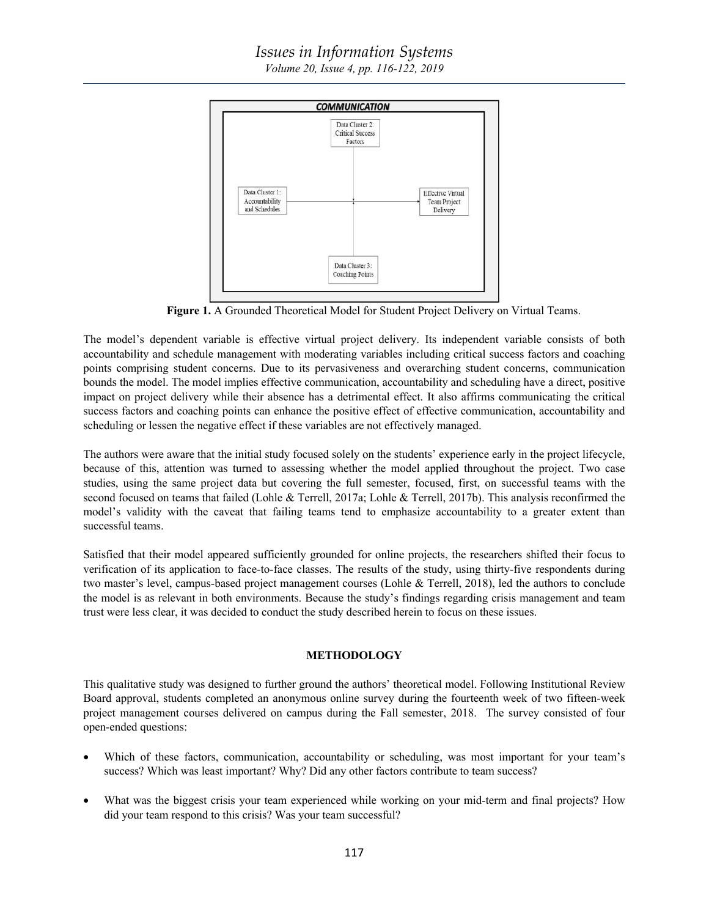**Figure 1.** A Grounded Theoretical Model for Student Project Delivery on Virtual Teams.

The model's dependent variable is effective virtual project delivery. Its independent variable consists of both accountability and schedule management with moderating variables including critical success factors and coaching points comprising student concerns. Due to its pervasiveness and overarching student concerns, communication bounds the model. The model implies effective communication, accountability and scheduling have a direct, positive impact on project delivery while their absence has a detrimental effect. It also affirms communicating the critical success factors and coaching points can enhance the positive effect of effective communication, accountability and scheduling or lessen the negative effect if these variables are not effectively managed.

The authors were aware that the initial study focused solely on the students' experience early in the project lifecycle, because of this, attention was turned to assessing whether the model applied throughout the project. Two case studies, using the same project data but covering the full semester, focused, first, on successful teams with the second focused on teams that failed (Lohle & Terrell, 2017a; Lohle & Terrell, 2017b). This analysis reconfirmed the model's validity with the caveat that failing teams tend to emphasize accountability to a greater extent than successful teams.

Satisfied that their model appeared sufficiently grounded for online projects, the researchers shifted their focus to verification of its application to face-to-face classes. The results of the study, using thirty-five respondents during two master's level, campus-based project management courses (Lohle & Terrell, 2018), led the authors to conclude the model is as relevant in both environments. Because the study's findings regarding crisis management and team trust were less clear, it was decided to conduct the study described herein to focus on these issues.

## METHODOLOGY

This qualitative study was designed to further ground the authors' theoretical model. Following Institutional Review Board approval, students completed an anonymous online survey during the fourteenth week of two fifteen-week project management courses delivered on campus during the Fall semester, 2018. The survey consisted of four open-ended questions:

- Which of these factors, communication, accountability or scheduling, was most important for your team's success? Which was least important? Why? Did any other factors contribute to team success?
- What was the biggest crisis your team experienced while working on your mid-term and final projects? How did your team respond to this crisis? Was your team successful?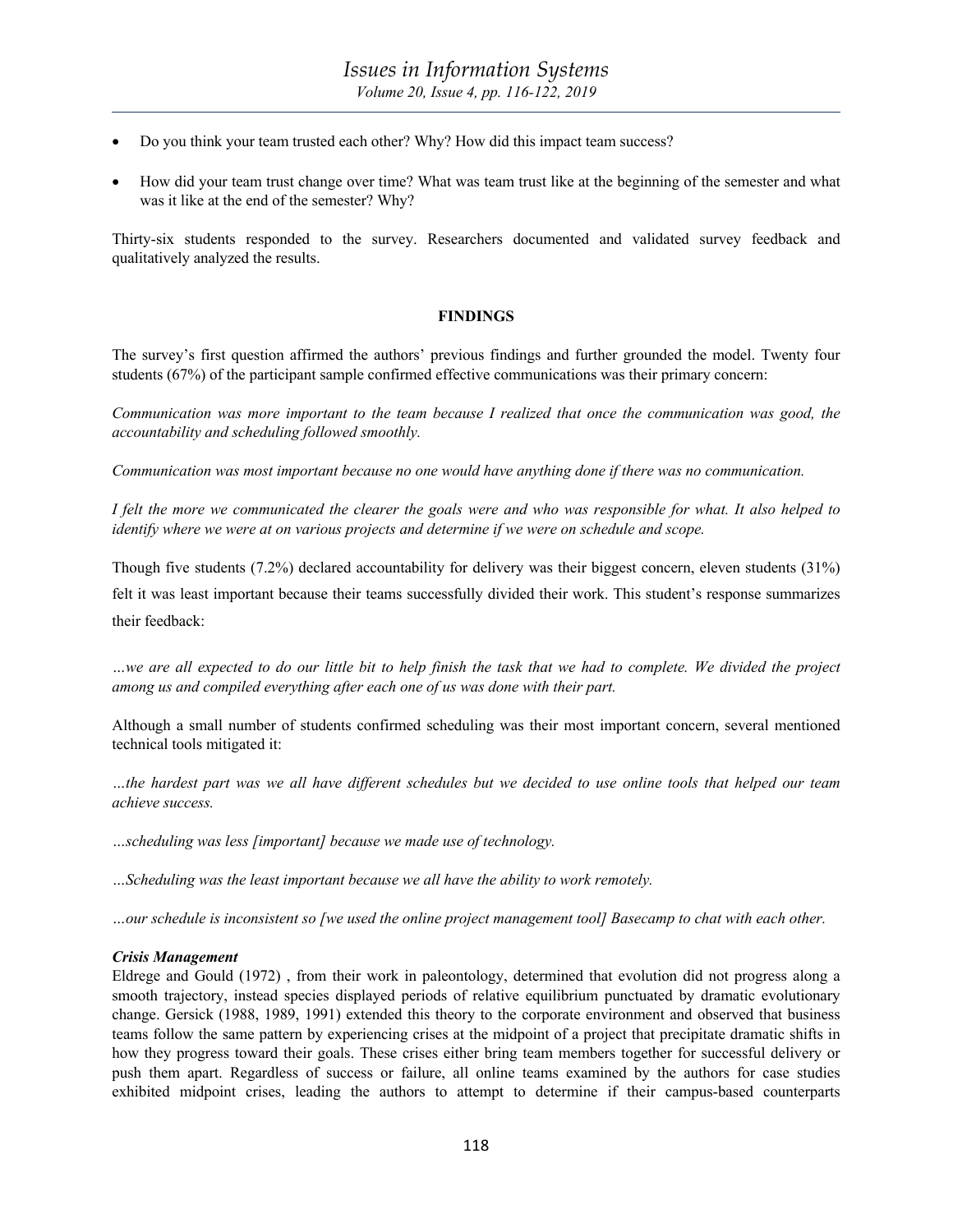- Do you think your team trusted each other? Why? How did this impact team success?
- How did your team trust change over time? What was team trust like at the beginning of the semester and what was it like at the end of the semester? Why?

Thirty-six students responded to the survey. Researchers documented and validated survey feedback and qualitatively analyzed the results.

## FINDINGS

The survey's first question affirmed the authors' previous findings and further grounded the model. Twenty four students (67%) of the participant sample confirmed effective communications was their primary concern:

*Communication was more important to the team because I realized that once the communication was good, the accountability and scheduling followed smoothly.*

*Communication was most important because no one would have anything done if there was no communication.*

*I felt the more we communicated the clearer the goals were and who was responsible for what. It also helped to identify where we were at on various projects and determine if we were on schedule and scope.*

Though five students (7.2%) declared accountability for delivery was their biggest concern, eleven students (31%) felt it was least important because their teams successfully divided their work. This student's response summarizes their feedback:

*…we are all expected to do our little bit to help finish the task that we had to complete. We divided the project among us and compiled everything after each one of us was done with their part.*

Although a small number of students confirmed scheduling was their most important concern, several mentioned technical tools mitigated it:

*…the hardest part was we all have different schedules but we decided to use online tools that helped our team achieve success.*

*…scheduling was less [important] because we made use of technology.*

*…Scheduling was the least important because we all have the ability to work remotely.*

*…our schedule is inconsistent so [we used the online project management tool] Basecamp to chat with each other.*

### *Crisis Management*

Eldrege and Gould (1972) , from their work in paleontology, determined that evolution did not progress along a smooth trajectory, instead species displayed periods of relative equilibrium punctuated by dramatic evolutionary change. Gersick (1988, 1989, 1991) extended this theory to the corporate environment and observed that business teams follow the same pattern by experiencing crises at the midpoint of a project that precipitate dramatic shifts in how they progress toward their goals. These crises either bring team members together for successful delivery or push them apart. Regardless of success or failure, all online teams examined by the authors for case studies exhibited midpoint crises, leading the authors to attempt to determine if their campus-based counterparts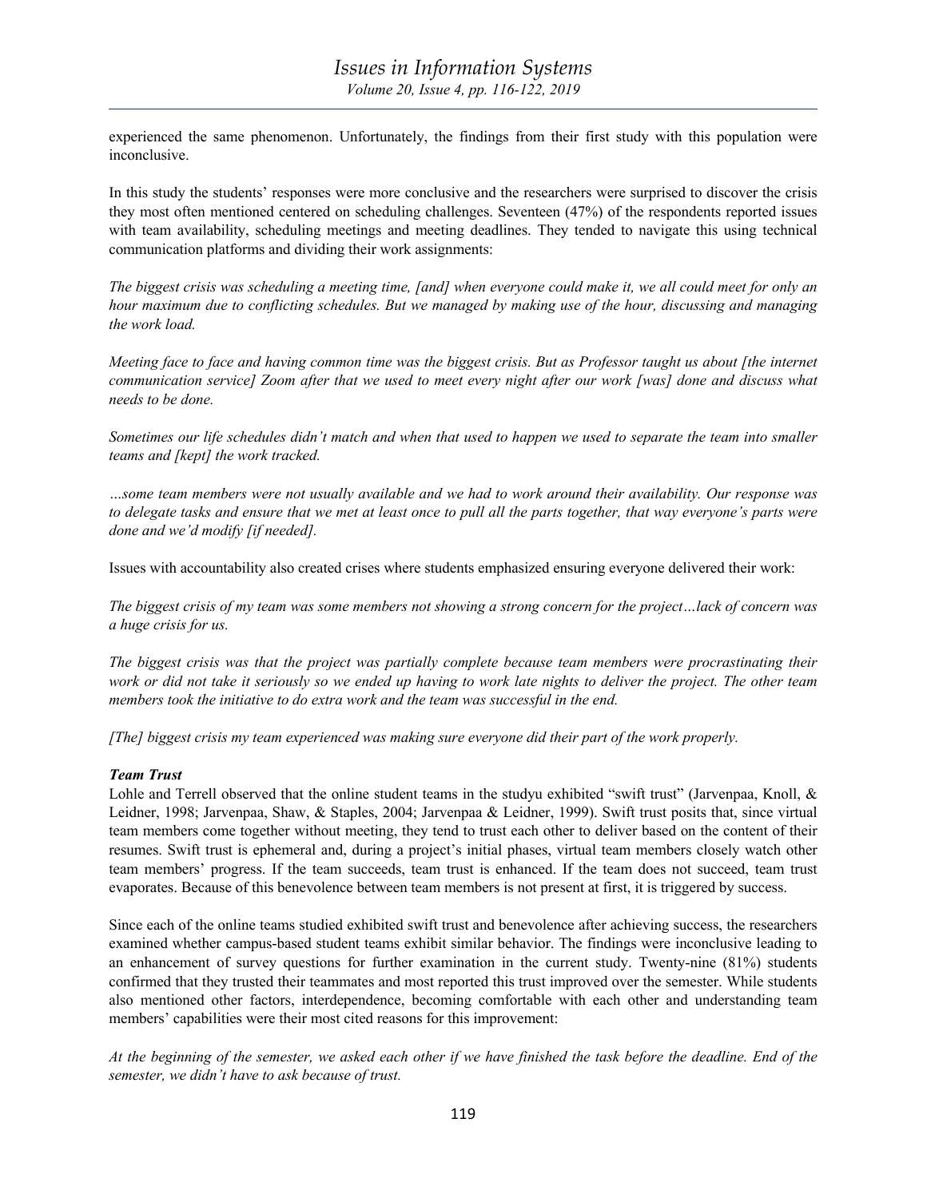experienced the same phenomenon. Unfortunately, the findings from their first study with this population were inconclusive.

In this study the students' responses were more conclusive and the researchers were surprised to discover the crisis they most often mentioned centered on scheduling challenges. Seventeen (47%) of the respondents reported issues with team availability, scheduling meetings and meeting deadlines. They tended to navigate this using technical communication platforms and dividing their work assignments:

*The biggest crisis was scheduling a meeting time, [and] when everyone could make it, we all could meet for only an hour maximum due to conflicting schedules. But we managed by making use of the hour, discussing and managing the work load.*

*Meeting face to face and having common time was the biggest crisis. But as Professor taught us about [the internet communication service] Zoom after that we used to meet every night after our work [was] done and discuss what needs to be done.*

*Sometimes our life schedules didn't match and when that used to happen we used to separate the team into smaller teams and [kept] the work tracked.*

*…some team members were not usually available and we had to work around their availability. Our response was to delegate tasks and ensure that we met at least once to pull all the parts together, that way everyone's parts were done and we'd modify [if needed].*

Issues with accountability also created crises where students emphasized ensuring everyone delivered their work:

*The biggest crisis of my team was some members not showing a strong concern for the project…lack of concern was a huge crisis for us.*

*The biggest crisis was that the project was partially complete because team members were procrastinating their work or did not take it seriously so we ended up having to work late nights to deliver the project. The other team members took the initiative to do extra work and the team was successful in the end.*

*[The] biggest crisis my team experienced was making sure everyone did their part of the work properly.*

### *Team Trust*

Lohle and Terrell observed that the online student teams in the studyu exhibited "swift trust" (Jarvenpaa, Knoll, & Leidner, 1998; Jarvenpaa, Shaw, & Staples, 2004; Jarvenpaa & Leidner, 1999). Swift trust posits that, since virtual team members come together without meeting, they tend to trust each other to deliver based on the content of their resumes. Swift trust is ephemeral and, during a project's initial phases, virtual team members closely watch other team members' progress. If the team succeeds, team trust is enhanced. If the team does not succeed, team trust evaporates. Because of this benevolence between team members is not present at first, it is triggered by success.

Since each of the online teams studied exhibited swift trust and benevolence after achieving success, the researchers examined whether campus-based student teams exhibit similar behavior. The findings were inconclusive leading to an enhancement of survey questions for further examination in the current study. Twenty-nine (81%) students confirmed that they trusted their teammates and most reported this trust improved over the semester. While students also mentioned other factors, interdependence, becoming comfortable with each other and understanding team members' capabilities were their most cited reasons for this improvement:

*At the beginning of the semester, we asked each other if we have finished the task before the deadline. End of the semester, we didn't have to ask because of trust.*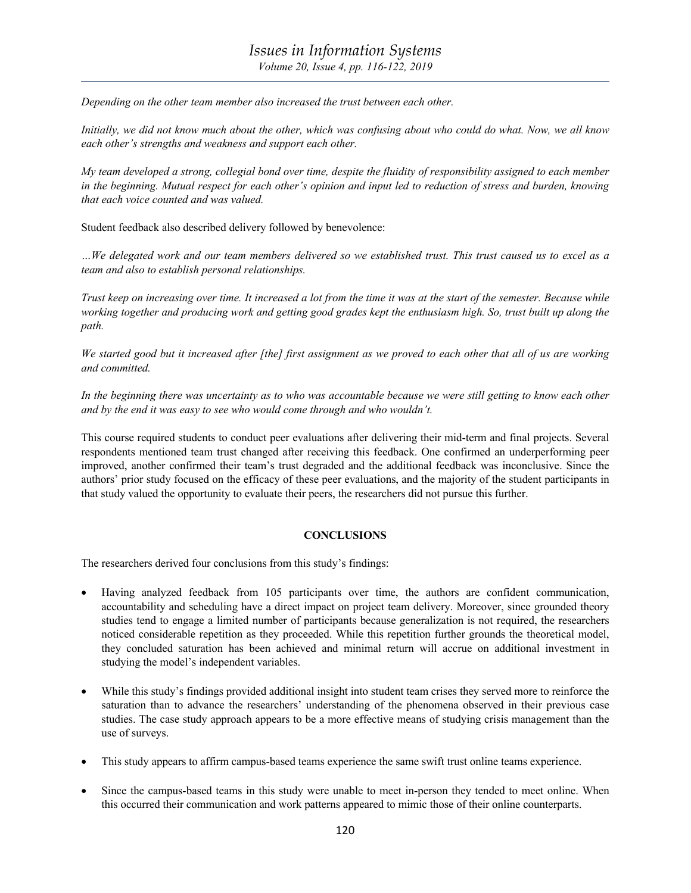*Depending on the other team member also increased the trust between each other.*

*Initially, we did not know much about the other, which was confusing about who could do what. Now, we all know each other's strengths and weakness and support each other.*

*My team developed a strong, collegial bond over time, despite the fluidity of responsibility assigned to each member in the beginning. Mutual respect for each other's opinion and input led to reduction of stress and burden, knowing that each voice counted and was valued.*

Student feedback also described delivery followed by benevolence:

*…We delegated work and our team members delivered so we established trust. This trust caused us to excel as a team and also to establish personal relationships.*

*Trust keep on increasing over time. It increased a lot from the time it was at the start of the semester. Because while working together and producing work and getting good grades kept the enthusiasm high. So, trust built up along the path.*

*We started good but it increased after [the] first assignment as we proved to each other that all of us are working and committed.*

*In the beginning there was uncertainty as to who was accountable because we were still getting to know each other and by the end it was easy to see who would come through and who wouldn't.*

This course required students to conduct peer evaluations after delivering their mid-term and final projects. Several respondents mentioned team trust changed after receiving this feedback. One confirmed an underperforming peer improved, another confirmed their team's trust degraded and the additional feedback was inconclusive. Since the authors' prior study focused on the efficacy of these peer evaluations, and the majority of the student participants in that study valued the opportunity to evaluate their peers, the researchers did not pursue this further.

## CONCLUSIONS

The researchers derived four conclusions from this study's findings:

- Having analyzed feedback from 105 participants over time, the authors are confident communication, accountability and scheduling have a direct impact on project team delivery. Moreover, since grounded theory studies tend to engage a limited number of participants because generalization is not required, the researchers noticed considerable repetition as they proceeded. While this repetition further grounds the theoretical model, they concluded saturation has been achieved and minimal return will accrue on additional investment in studying the model's independent variables.
- While this study's findings provided additional insight into student team crises they served more to reinforce the saturation than to advance the researchers' understanding of the phenomena observed in their previous case studies. The case study approach appears to be a more effective means of studying crisis management than the use of surveys.
- This study appears to affirm campus-based teams experience the same swift trust online teams experience.
- Since the campus-based teams in this study were unable to meet in-person they tended to meet online. When this occurred their communication and work patterns appeared to mimic those of their online counterparts.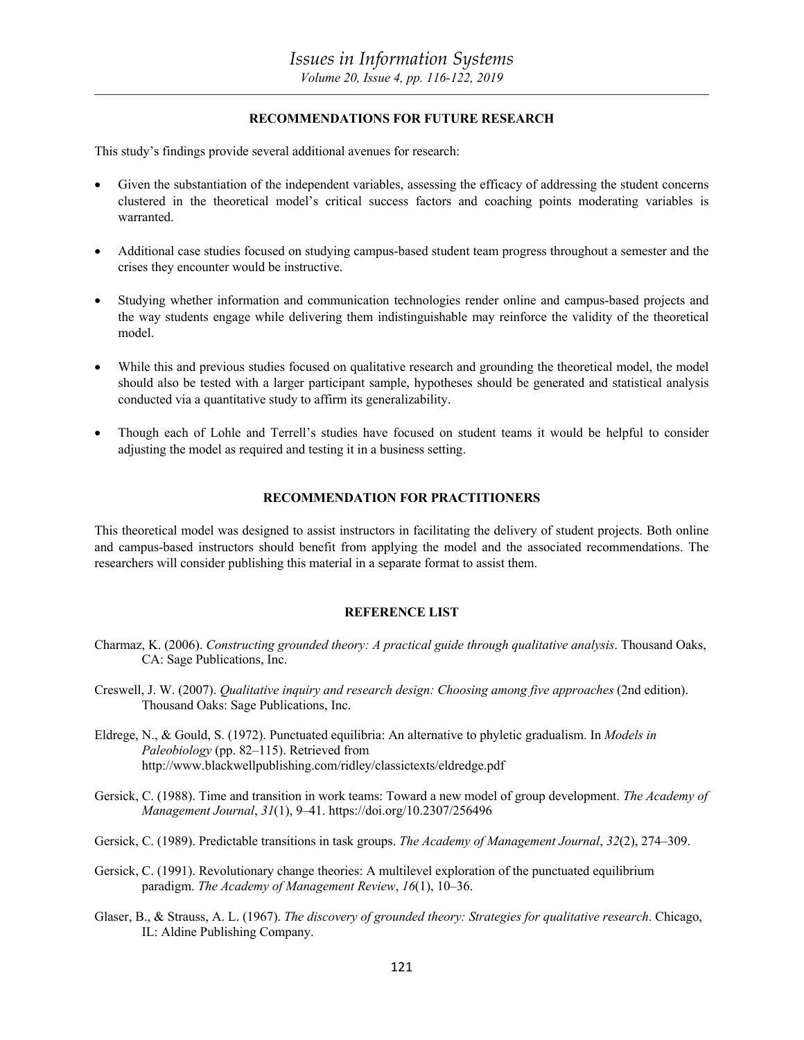## RECOMMENDATIONS FOR FUTURE RESEARCH

This study's findings provide several additional avenues for research:

- Given the substantiation of the independent variables, assessing the efficacy of addressing the student concerns clustered in the theoretical model's critical success factors and coaching points moderating variables is warranted.
- Additional case studies focused on studying campus-based student team progress throughout a semester and the crises they encounter would be instructive.
- Studying whether information and communication technologies render online and campus-based projects and the way students engage while delivering them indistinguishable may reinforce the validity of the theoretical model.
- While this and previous studies focused on qualitative research and grounding the theoretical model, the model should also be tested with a larger participant sample, hypotheses should be generated and statistical analysis conducted via a quantitative study to affirm its generalizability.
- Though each of Lohle and Terrell's studies have focused on student teams it would be helpful to consider adjusting the model as required and testing it in a business setting.

## RECOMMENDATION FOR PRACTITIONERS

This theoretical model was designed to assist instructors in facilitating the delivery of student projects. Both online and campus-based instructors should benefit from applying the model and the associated recommendations. The researchers will consider publishing this material in a separate format to assist them.

## REFERENCE LIST

Charmaz, K. (2006). *Constructing grounded theory: A practical guide through qualitative analysis*. Thousand Oaks, CA: Sage Publications, Inc.

Creswell, J. W. (2007). *Qualitative inquiry and research design: Choosing among five approaches* (2nd edition). Thousand Oaks: Sage Publications, Inc.

Eldrege, N., & Gould, S. (1972). Punctuated equilibria: An alternative to phyletic gradualism. In *Models in Paleobiology* (pp. 82–115). Retrieved from http://www.blackwellpublishing.com/ridley/classictexts/eldredge.pdf

Gersick, C. (1988). Time and transition in work teams: Toward a new model of group development. *The Academy of Management Journal*, *31*(1), 9–41. https://doi.org/10.2307/256496

Gersick, C. (1989). Predictable transitions in task groups. *The Academy of Management Journal*, *32*(2), 274–309.

Gersick, C. (1991). Revolutionary change theories: A multilevel exploration of the punctuated equilibrium paradigm. *The Academy of Management Review*, *16*(1), 10–36.

Glaser, B., & Strauss, A. L. (1967). *The discovery of grounded theory: Strategies for qualitative research*. Chicago, IL: Aldine Publishing Company.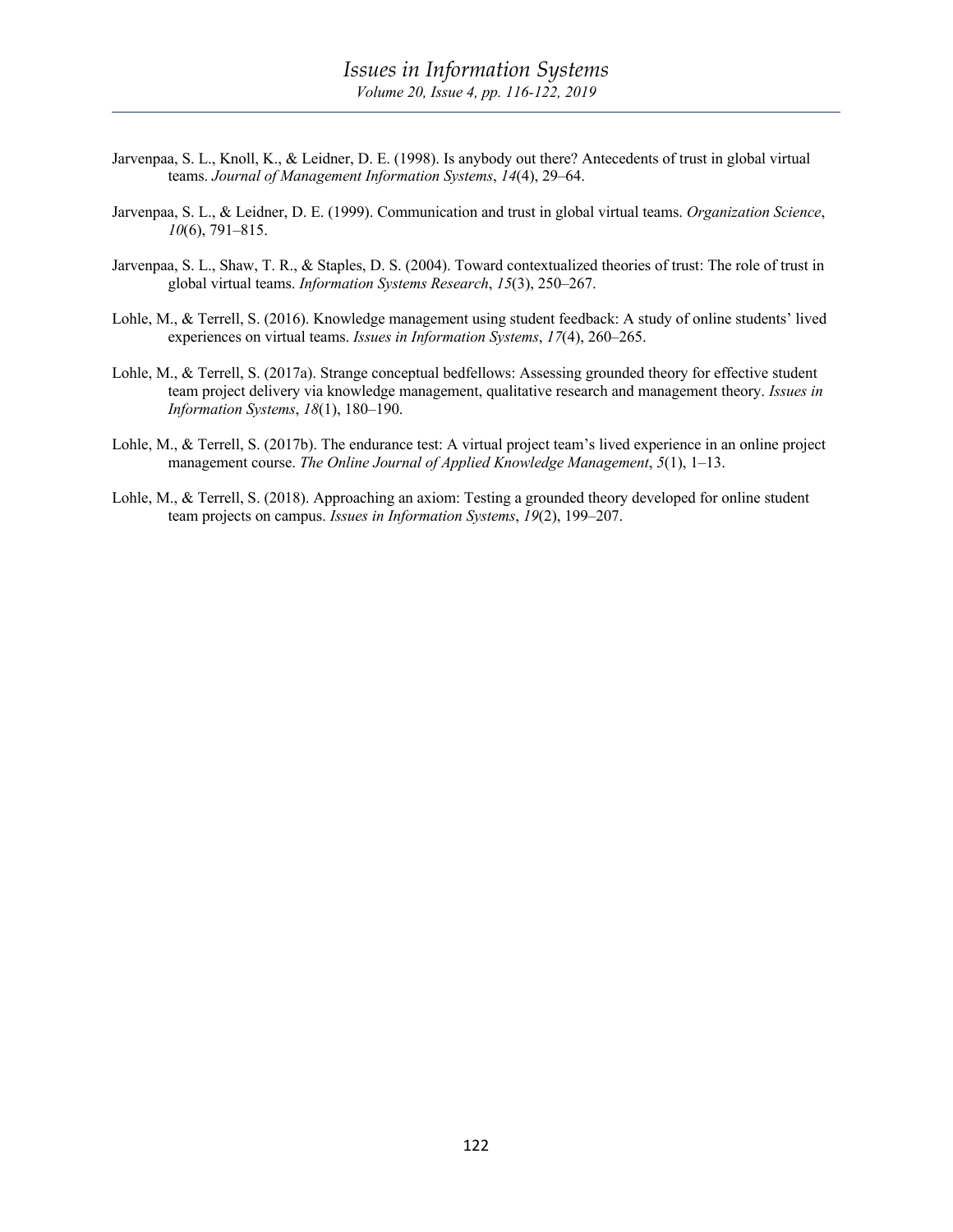Jarvenpaa, S. L., Knoll, K., & Leidner, D. E. (1998). Is anybody out there? Antecedents of trust in global virtual teams. *Journal of Management Information Systems*, *14*(4), 29–64.

Jarvenpaa, S. L., & Leidner, D. E. (1999). Communication and trust in global virtual teams. *Organization Science*, *10*(6), 791–815.

Jarvenpaa, S. L., Shaw, T. R., & Staples, D. S. (2004). Toward contextualized theories of trust: The role of trust in global virtual teams. *Information Systems Research*, *15*(3), 250–267.

Lohle, M., & Terrell, S. (2016). Knowledge management using student feedback: A study of online students' lived experiences on virtual teams. *Issues in Information Systems*, *17*(4), 260–265.

Lohle, M., & Terrell, S. (2017a). Strange conceptual bedfellows: Assessing grounded theory for effective student team project delivery via knowledge management, qualitative research and management theory. *Issues in Information Systems*, *18*(1), 180–190.

Lohle, M., & Terrell, S. (2017b). The endurance test: A virtual project team's lived experience in an online project management course. *The Online Journal of Applied Knowledge Management*, *5*(1), 1–13.

Lohle, M., & Terrell, S. (2018). Approaching an axiom: Testing a grounded theory developed for online student team projects on campus. *Issues in Information Systems*, *19*(2), 199–207.